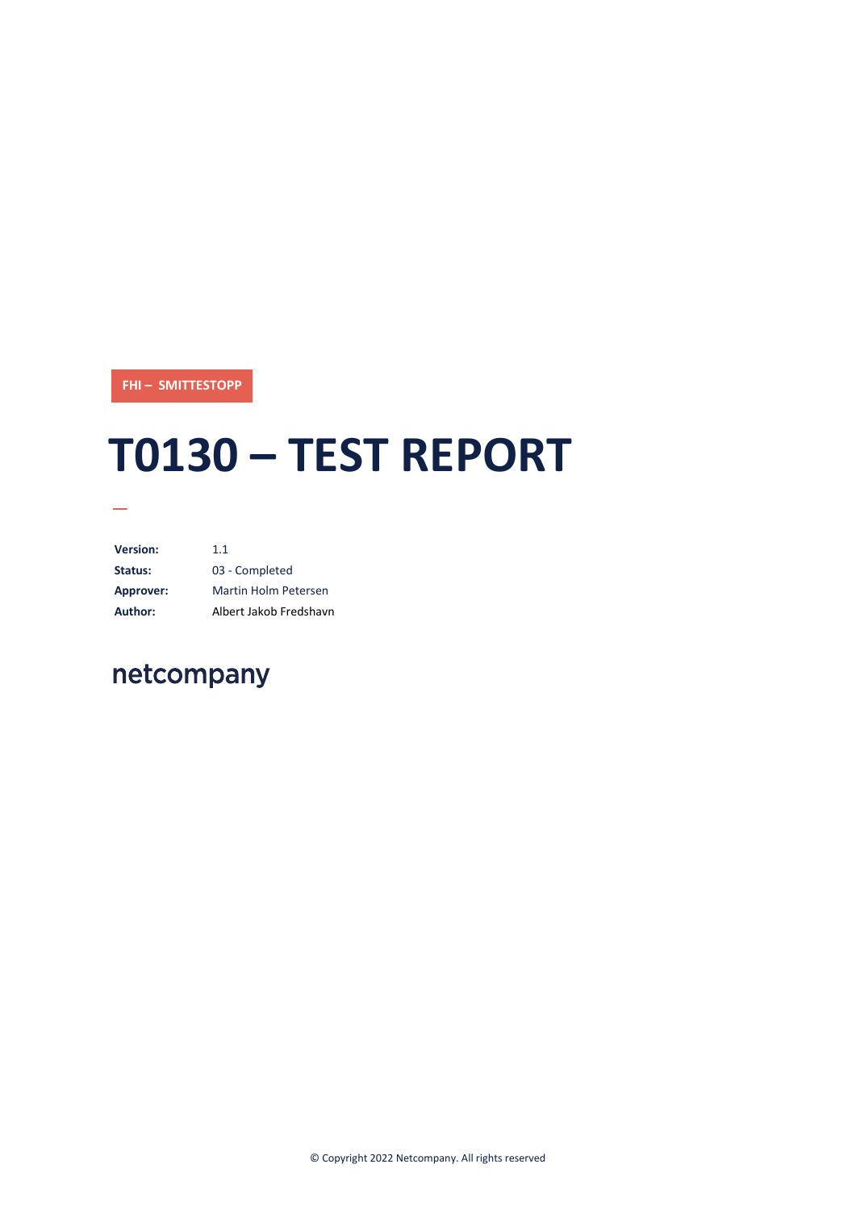FHI – SMITTESTOPP

# T0130 – TEST REPORT

| | |
|---|---|
| **Version:** | 1.1 |
| **Status:** | 03 - Completed |
| **Approver:** | Martin Holm Petersen |
| **Author:** | Albert Jakob Fredshavn |

netcompany

© Copyright 2022 Netcompany. All rights reserved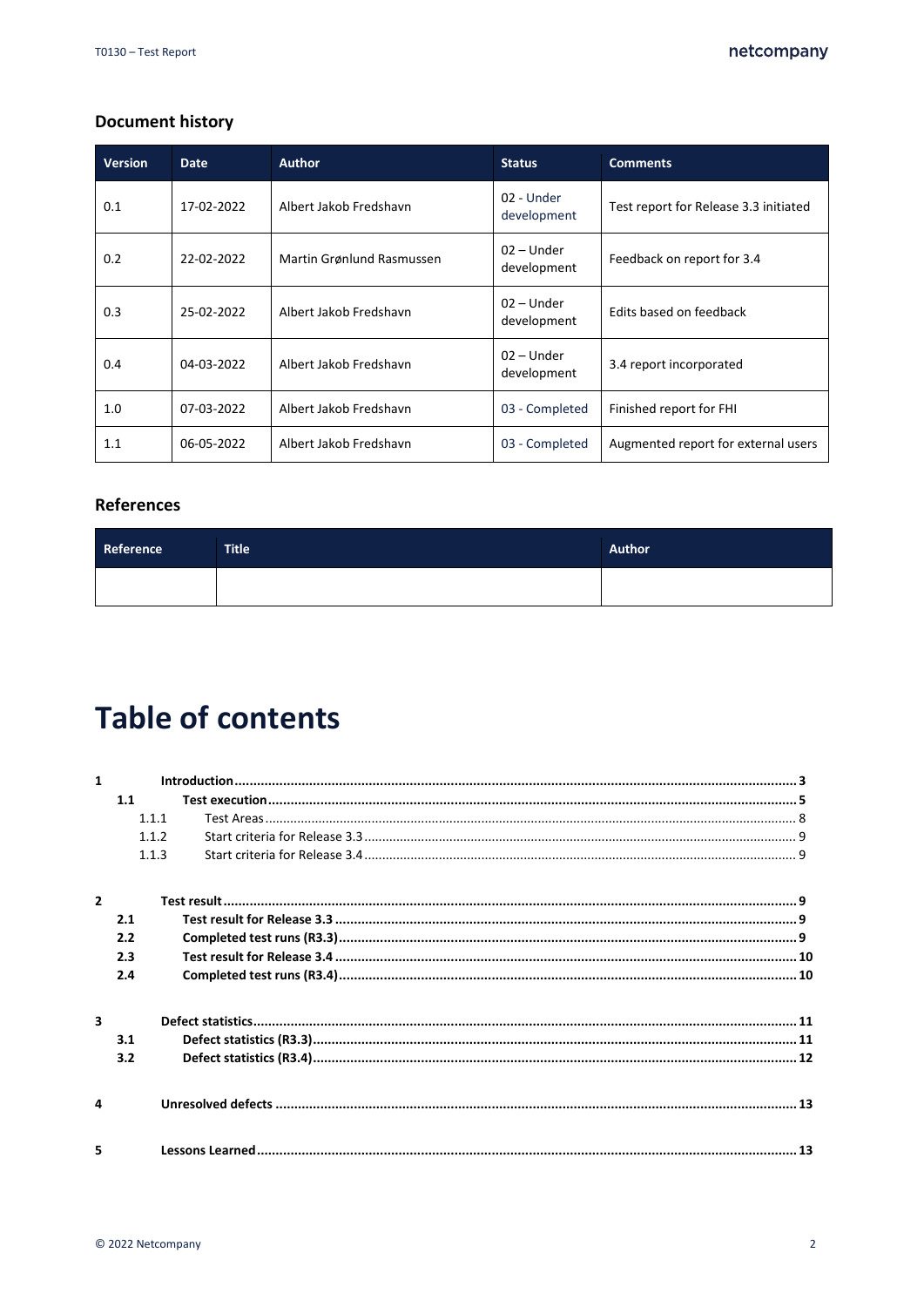## Document history

| Version | Date | Author | Status | Comments |
|---|---|---|---|---|
| 0.1 | 17-02-2022 | Albert Jakob Fredshavn | 02 - Under development | Test report for Release 3.3 initiated |
| 0.2 | 22-02-2022 | Martin Grønlund Rasmussen | 02 – Under development | Feedback on report for 3.4 |
| 0.3 | 25-02-2022 | Albert Jakob Fredshavn | 02 – Under development | Edits based on feedback |
| 0.4 | 04-03-2022 | Albert Jakob Fredshavn | 02 – Under development | 3.4 report incorporated |
| 1.0 | 07-03-2022 | Albert Jakob Fredshavn | 03 - Completed | Finished report for FHI |
| 1.1 | 06-05-2022 | Albert Jakob Fredshavn | 03 - Completed | Augmented report for external users |

## References

| Reference | Title | Author |
|---|---|---|
| | | |

# Table of contents

**1 Introduction** ........ **3**

- **1.1 Test execution** ........ **5**
  - 1.1.1 Test Areas ........ 8
  - 1.1.2 Start criteria for Release 3.3 ........ 9
  - 1.1.3 Start criteria for Release 3.4 ........ 9

**2 Test result** ........ **9**

- **2.1 Test result for Release 3.3** ........ **9**
- **2.2 Completed test runs (R3.3)** ........ **9**
- **2.3 Test result for Release 3.4** ........ **10**
- **2.4 Completed test runs (R3.4)** ........ **10**

**3 Defect statistics** ........ **11**

- **3.1 Defect statistics (R3.3)** ........ **11**
- **3.2 Defect statistics (R3.4)** ........ **12**

**4 Unresolved defects** ........ **13**

**5 Lessons Learned** ........ **13**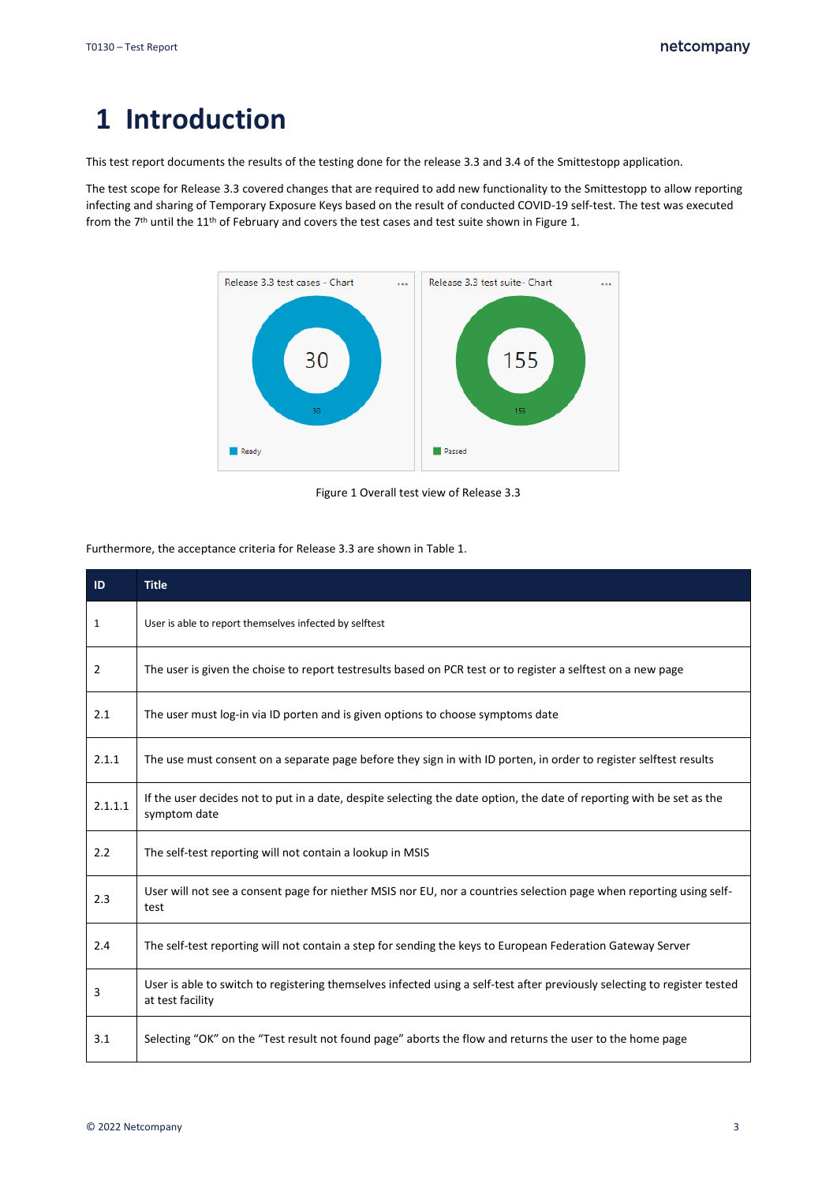# 1 Introduction

This test report documents the results of the testing done for the release 3.3 and 3.4 of the Smittestopp application.

The test scope for Release 3.3 covered changes that are required to add new functionality to the Smittestopp to allow reporting infecting and sharing of Temporary Exposure Keys based on the result of conducted COVID-19 self-test. The test was executed from the 7th until the 11th of February and covers the test cases and test suite shown in Figure 1.

Release 3.3 test cases - Chart: 30 (Ready: 30)

Release 3.3 test suite- Chart: 155 (Passed: 155)

Figure 1 Overall test view of Release 3.3

Furthermore, the acceptance criteria for Release 3.3 are shown in Table 1.

| ID | Title |
|---|---|
| 1 | User is able to report themselves infected by selftest |
| 2 | The user is given the choise to report testresults based on PCR test or to register a selftest on a new page |
| 2.1 | The user must log-in via ID porten and is given options to choose symptoms date |
| 2.1.1 | The use must consent on a separate page before they sign in with ID porten, in order to register selftest results |
| 2.1.1.1 | If the user decides not to put in a date, despite selecting the date option, the date of reporting with be set as the symptom date |
| 2.2 | The self-test reporting will not contain a lookup in MSIS |
| 2.3 | User will not see a consent page for niether MSIS nor EU, nor a countries selection page when reporting using self-test |
| 2.4 | The self-test reporting will not contain a step for sending the keys to European Federation Gateway Server |
| 3 | User is able to switch to registering themselves infected using a self-test after previously selecting to register tested at test facility |
| 3.1 | Selecting "OK" on the "Test result not found page" aborts the flow and returns the user to the home page |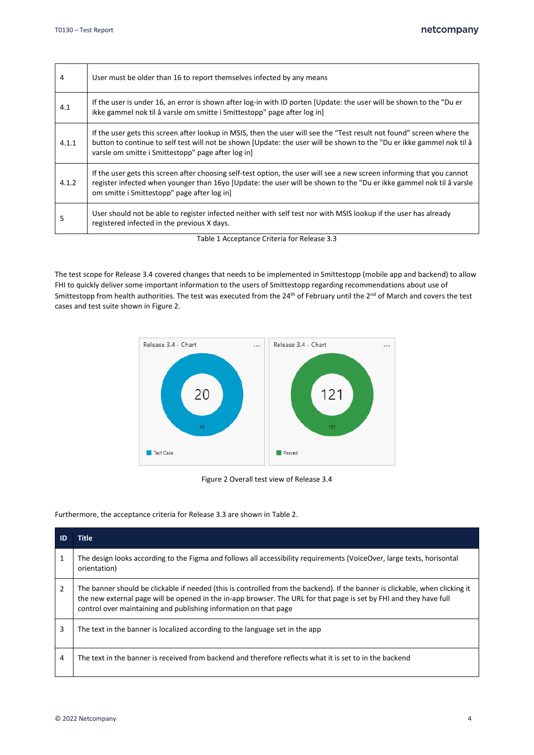| | |
|---|---|
| 4 | User must be older than 16 to report themselves infected by any means |
| 4.1 | If the user is under 16, an error is shown after log-in with ID porten [Update: the user will be shown to the "Du er ikke gammel nok til å varsle om smitte i Smittestopp" page after log in] |
| 4.1.1 | If the user gets this screen after lookup in MSIS, then the user will see the "Test result not found" screen where the button to continue to self test will not be shown [Update: the user will be shown to the "Du er ikke gammel nok til å varsle om smitte i Smittestopp" page after log in] |
| 4.1.2 | If the user gets this screen after choosing self-test option, the user will see a new screen informing that you cannot register infected when younger than 16yo [Update: the user will be shown to the "Du er ikke gammel nok til å varsle om smitte i Smittestopp" page after log in] |
| 5 | User should not be able to register infected neither with self test nor with MSIS lookup if the user has already registered infected in the previous X days. |

Table 1 Acceptance Criteria for Release 3.3

The test scope for Release 3.4 covered changes that needs to be implemented in Smittestopp (mobile app and backend) to allow FHI to quickly deliver some important information to the users of Smittestopp regarding recommendations about use of Smittestopp from health authorities. The test was executed from the 24th of February until the 2nd of March and covers the test cases and test suite shown in Figure 2.

Release 3.4 - Chart: 20 (Test Case)

Release 3.4 - Chart: 121 (Passed)

Figure 2 Overall test view of Release 3.4

Furthermore, the acceptance criteria for Release 3.3 are shown in Table 2.

| ID | Title |
|---|---|
| 1 | The design looks according to the Figma and follows all accessibility requirements (VoiceOver, large texts, horisontal orientation) |
| 2 | The banner should be clickable if needed (this is controlled from the backend). If the banner is clickable, when clicking it the new external page will be opened in the in-app browser. The URL for that page is set by FHI and they have full control over maintaining and publishing information on that page |
| 3 | The text in the banner is localized according to the language set in the app |
| 4 | The text in the banner is received from backend and therefore reflects what it is set to in the backend |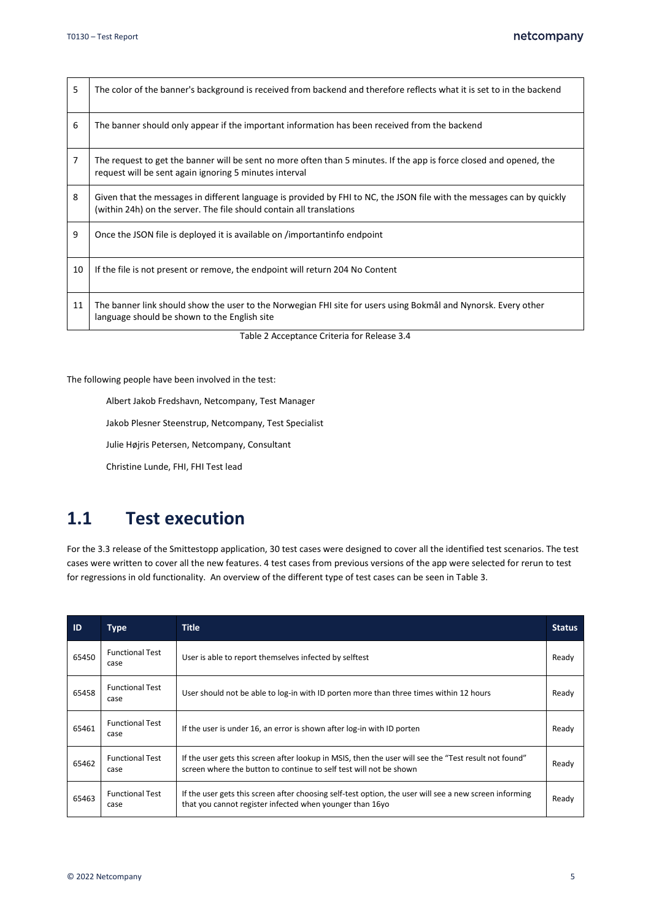| | |
|---|---|
| 5 | The color of the banner's background is received from backend and therefore reflects what it is set to in the backend |
| 6 | The banner should only appear if the important information has been received from the backend |
| 7 | The request to get the banner will be sent no more often than 5 minutes. If the app is force closed and opened, the request will be sent again ignoring 5 minutes interval |
| 8 | Given that the messages in different language is provided by FHI to NC, the JSON file with the messages can by quickly (within 24h) on the server. The file should contain all translations |
| 9 | Once the JSON file is deployed it is available on /importantinfo endpoint |
| 10 | If the file is not present or remove, the endpoint will return 204 No Content |
| 11 | The banner link should show the user to the Norwegian FHI site for users using Bokmål and Nynorsk. Every other language should be shown to the English site |

Table 2 Acceptance Criteria for Release 3.4

The following people have been involved in the test:

Albert Jakob Fredshavn, Netcompany, Test Manager

Jakob Plesner Steenstrup, Netcompany, Test Specialist

Julie Højris Petersen, Netcompany, Consultant

Christine Lunde, FHI, FHI Test lead

## 1.1 Test execution

For the 3.3 release of the Smittestopp application, 30 test cases were designed to cover all the identified test scenarios. The test cases were written to cover all the new features. 4 test cases from previous versions of the app were selected for rerun to test for regressions in old functionality. An overview of the different type of test cases can be seen in Table 3.

| ID | Type | Title | Status |
|---|---|---|---|
| 65450 | Functional Test case | User is able to report themselves infected by selftest | Ready |
| 65458 | Functional Test case | User should not be able to log-in with ID porten more than three times within 12 hours | Ready |
| 65461 | Functional Test case | If the user is under 16, an error is shown after log-in with ID porten | Ready |
| 65462 | Functional Test case | If the user gets this screen after lookup in MSIS, then the user will see the "Test result not found" screen where the button to continue to self test will not be shown | Ready |
| 65463 | Functional Test case | If the user gets this screen after choosing self-test option, the user will see a new screen informing that you cannot register infected when younger than 16yo | Ready |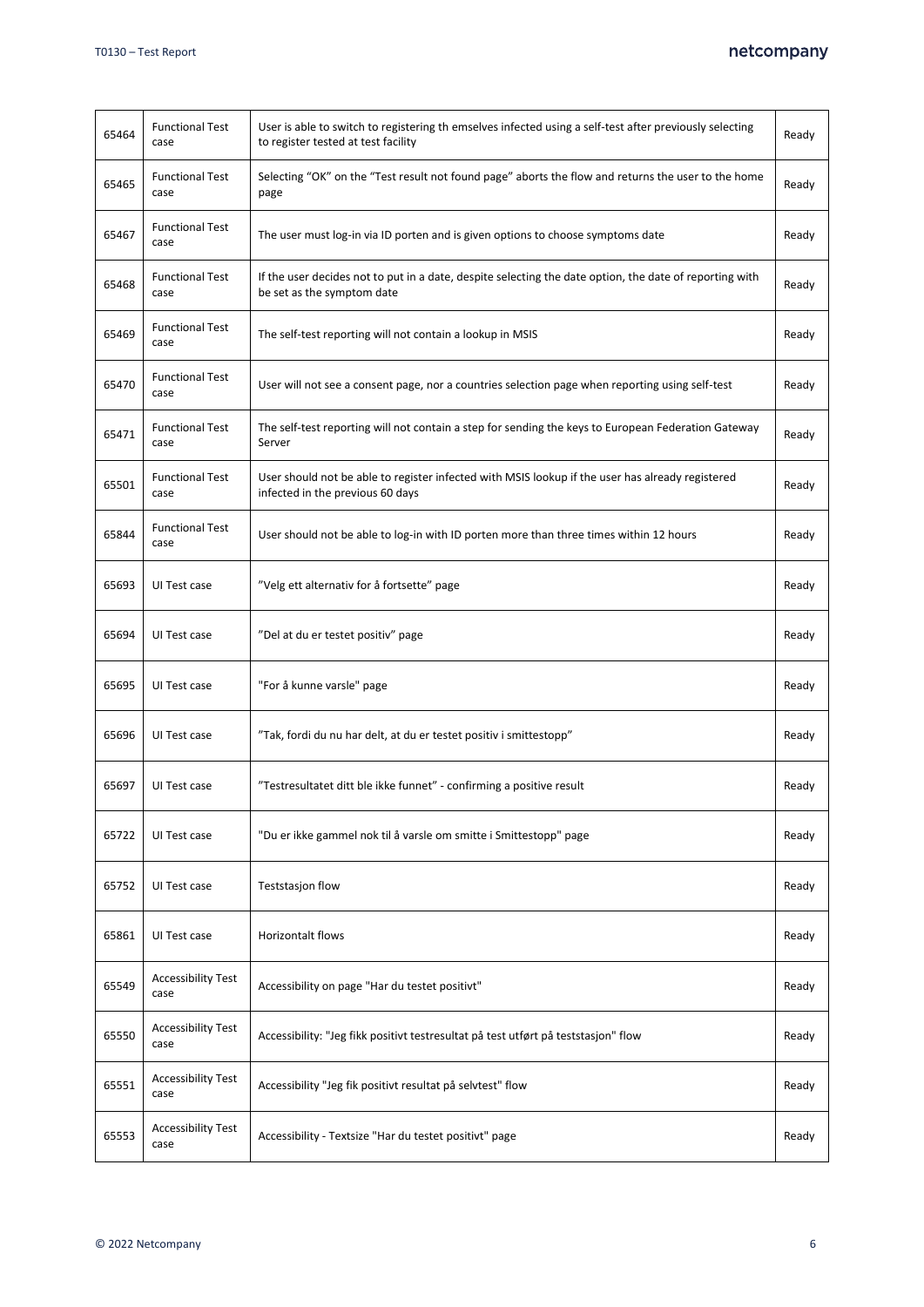| | | | |
|---|---|---|---|
| 65464 | Functional Test case | User is able to switch to registering th emselves infected using a self-test after previously selecting to register tested at test facility | Ready |
| 65465 | Functional Test case | Selecting "OK" on the "Test result not found page" aborts the flow and returns the user to the home page | Ready |
| 65467 | Functional Test case | The user must log-in via ID porten and is given options to choose symptoms date | Ready |
| 65468 | Functional Test case | If the user decides not to put in a date, despite selecting the date option, the date of reporting with be set as the symptom date | Ready |
| 65469 | Functional Test case | The self-test reporting will not contain a lookup in MSIS | Ready |
| 65470 | Functional Test case | User will not see a consent page, nor a countries selection page when reporting using self-test | Ready |
| 65471 | Functional Test case | The self-test reporting will not contain a step for sending the keys to European Federation Gateway Server | Ready |
| 65501 | Functional Test case | User should not be able to register infected with MSIS lookup if the user has already registered infected in the previous 60 days | Ready |
| 65844 | Functional Test case | User should not be able to log-in with ID porten more than three times within 12 hours | Ready |
| 65693 | UI Test case | "Velg ett alternativ for å fortsette" page | Ready |
| 65694 | UI Test case | "Del at du er testet positiv" page | Ready |
| 65695 | UI Test case | "For å kunne varsle" page | Ready |
| 65696 | UI Test case | "Tak, fordi du nu har delt, at du er testet positiv i smittestopp" | Ready |
| 65697 | UI Test case | "Testresultatet ditt ble ikke funnet" - confirming a positive result | Ready |
| 65722 | UI Test case | "Du er ikke gammel nok til å varsle om smitte i Smittestopp" page | Ready |
| 65752 | UI Test case | Teststasjon flow | Ready |
| 65861 | UI Test case | Horizontalt flows | Ready |
| 65549 | Accessibility Test case | Accessibility on page "Har du testet positivt" | Ready |
| 65550 | Accessibility Test case | Accessibility: "Jeg fikk positivt testresultat på test utført på teststasjon" flow | Ready |
| 65551 | Accessibility Test case | Accessibility "Jeg fik positivt resultat på selvtest" flow | Ready |
| 65553 | Accessibility Test case | Accessibility - Textsize "Har du testet positivt" page | Ready |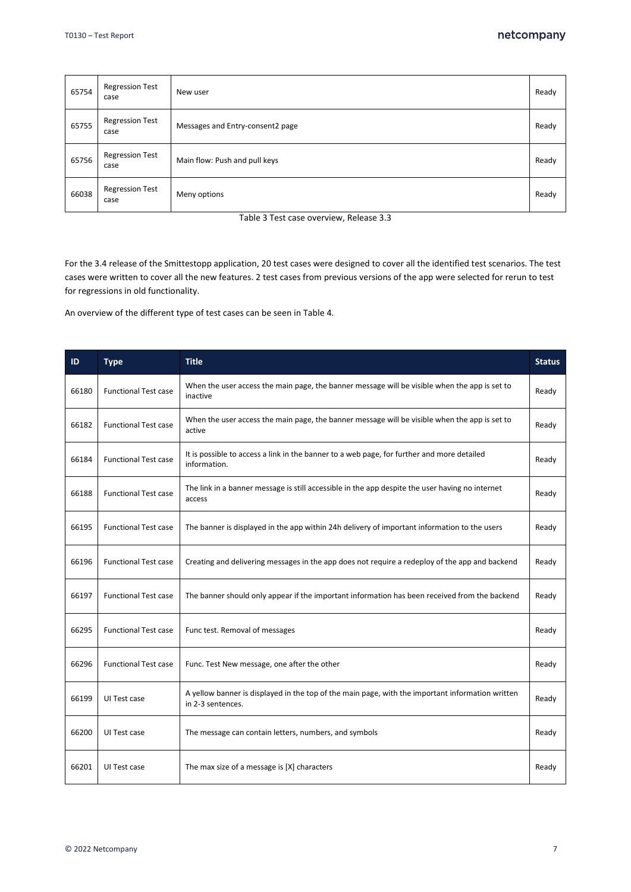| 65754 | Regression Test case | New user | Ready |
| --- | --- | --- | --- |
| 65755 | Regression Test case | Messages and Entry-consent2 page | Ready |
| 65756 | Regression Test case | Main flow: Push and pull keys | Ready |
| 66038 | Regression Test case | Meny options | Ready |

Table 3 Test case overview, Release 3.3

For the 3.4 release of the Smittestopp application, 20 test cases were designed to cover all the identified test scenarios. The test cases were written to cover all the new features. 2 test cases from previous versions of the app were selected for rerun to test for regressions in old functionality.

An overview of the different type of test cases can be seen in Table 4.

| ID | Type | Title | Status |
| --- | --- | --- | --- |
| 66180 | Functional Test case | When the user access the main page, the banner message will be visible when the app is set to inactive | Ready |
| 66182 | Functional Test case | When the user access the main page, the banner message will be visible when the app is set to active | Ready |
| 66184 | Functional Test case | It is possible to access a link in the banner to a web page, for further and more detailed information. | Ready |
| 66188 | Functional Test case | The link in a banner message is still accessible in the app despite the user having no internet access | Ready |
| 66195 | Functional Test case | The banner is displayed in the app within 24h delivery of important information to the users | Ready |
| 66196 | Functional Test case | Creating and delivering messages in the app does not require a redeploy of the app and backend | Ready |
| 66197 | Functional Test case | The banner should only appear if the important information has been received from the backend | Ready |
| 66295 | Functional Test case | Func test. Removal of messages | Ready |
| 66296 | Functional Test case | Func. Test New message, one after the other | Ready |
| 66199 | UI Test case | A yellow banner is displayed in the top of the main page, with the important information written in 2-3 sentences. | Ready |
| 66200 | UI Test case | The message can contain letters, numbers, and symbols | Ready |
| 66201 | UI Test case | The max size of a message is [X] characters | Ready |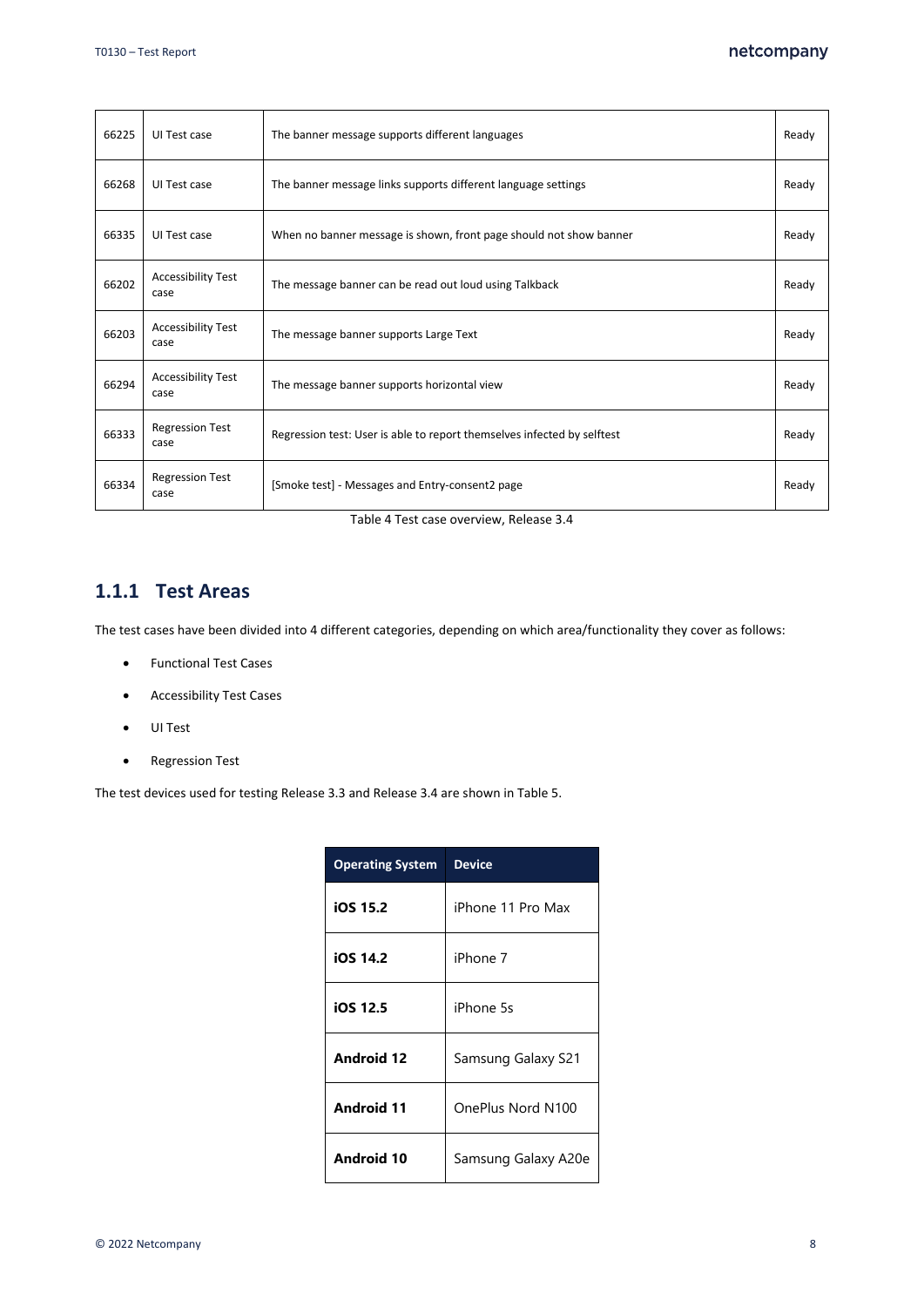| | | | |
|---|---|---|---|
| 66225 | UI Test case | The banner message supports different languages | Ready |
| 66268 | UI Test case | The banner message links supports different language settings | Ready |
| 66335 | UI Test case | When no banner message is shown, front page should not show banner | Ready |
| 66202 | Accessibility Test case | The message banner can be read out loud using Talkback | Ready |
| 66203 | Accessibility Test case | The message banner supports Large Text | Ready |
| 66294 | Accessibility Test case | The message banner supports horizontal view | Ready |
| 66333 | Regression Test case | Regression test: User is able to report themselves infected by selftest | Ready |
| 66334 | Regression Test case | [Smoke test] - Messages and Entry-consent2 page | Ready |

Table 4 Test case overview, Release 3.4

### 1.1.1 Test Areas

The test cases have been divided into 4 different categories, depending on which area/functionality they cover as follows:

- Functional Test Cases
- Accessibility Test Cases
- UI Test
- Regression Test

The test devices used for testing Release 3.3 and Release 3.4 are shown in Table 5.

| Operating System | Device |
|---|---|
| **iOS 15.2** | iPhone 11 Pro Max |
| **iOS 14.2** | iPhone 7 |
| **iOS 12.5** | iPhone 5s |
| **Android 12** | Samsung Galaxy S21 |
| **Android 11** | OnePlus Nord N100 |
| **Android 10** | Samsung Galaxy A20e |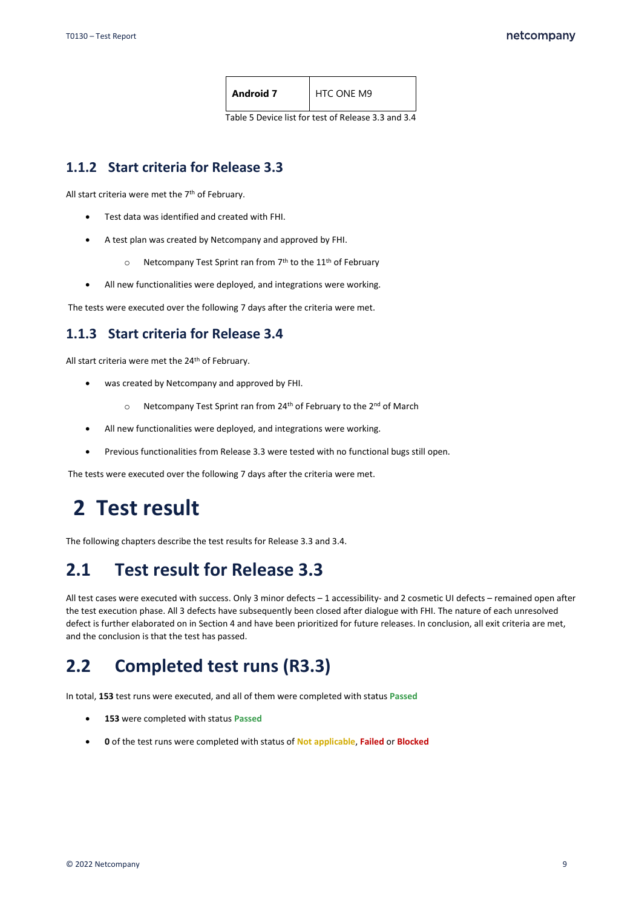| Android 7 | HTC ONE M9 |
| --- | --- |

Table 5 Device list for test of Release 3.3 and 3.4

### 1.1.2 Start criteria for Release 3.3

All start criteria were met the 7th of February.

- Test data was identified and created with FHI.
- A test plan was created by Netcompany and approved by FHI.
  - Netcompany Test Sprint ran from 7th to the 11th of February
- All new functionalities were deployed, and integrations were working.

The tests were executed over the following 7 days after the criteria were met.

### 1.1.3 Start criteria for Release 3.4

All start criteria were met the 24th of February.

- was created by Netcompany and approved by FHI.
  - Netcompany Test Sprint ran from 24th of February to the 2nd of March
- All new functionalities were deployed, and integrations were working.
- Previous functionalities from Release 3.3 were tested with no functional bugs still open.

The tests were executed over the following 7 days after the criteria were met.

# 2 Test result

The following chapters describe the test results for Release 3.3 and 3.4.

## 2.1 Test result for Release 3.3

All test cases were executed with success. Only 3 minor defects – 1 accessibility- and 2 cosmetic UI defects – remained open after the test execution phase. All 3 defects have subsequently been closed after dialogue with FHI. The nature of each unresolved defect is further elaborated on in Section 4 and have been prioritized for future releases. In conclusion, all exit criteria are met, and the conclusion is that the test has passed.

## 2.2 Completed test runs (R3.3)

In total, **153** test runs were executed, and all of them were completed with status **Passed**

- **153** were completed with status **Passed**
- **0** of the test runs were completed with status of **Not applicable**, **Failed** or **Blocked**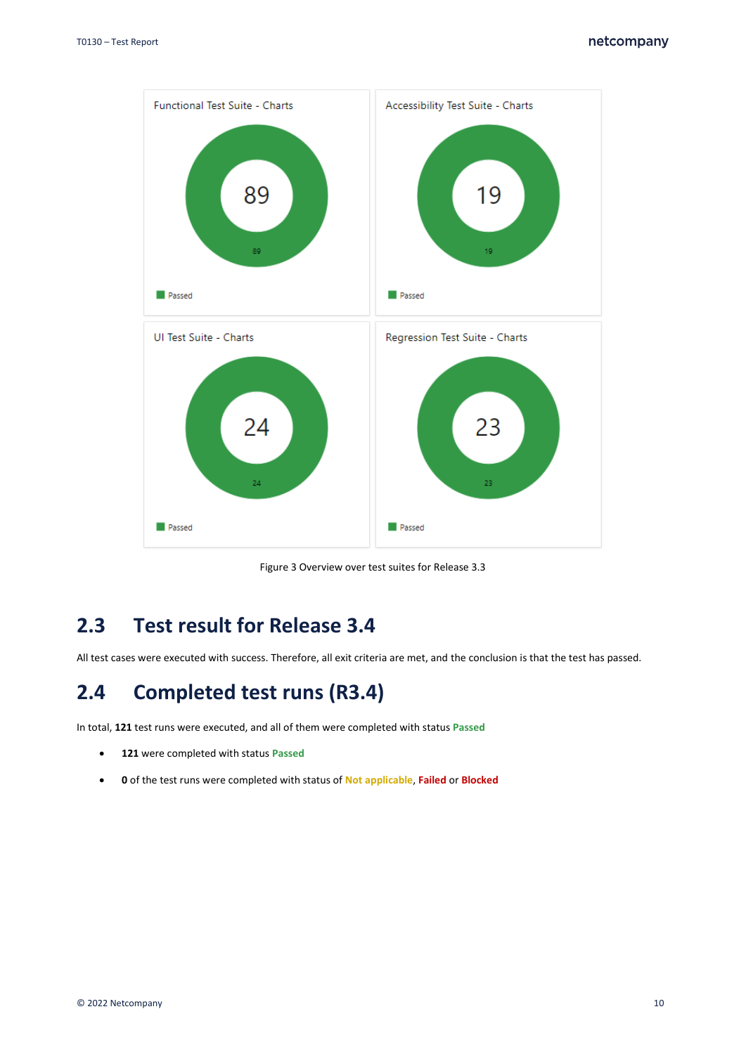Functional Test Suite - Charts

89

Passed

Accessibility Test Suite - Charts

19

Passed

UI Test Suite - Charts

24

Passed

Regression Test Suite - Charts

23

Passed

Figure 3 Overview over test suites for Release 3.3

## 2.3 Test result for Release 3.4

All test cases were executed with success. Therefore, all exit criteria are met, and the conclusion is that the test has passed.

## 2.4 Completed test runs (R3.4)

In total, **121** test runs were executed, and all of them were completed with status **Passed**

- **121** were completed with status **Passed**
- **0** of the test runs were completed with status of **Not applicable**, **Failed** or **Blocked**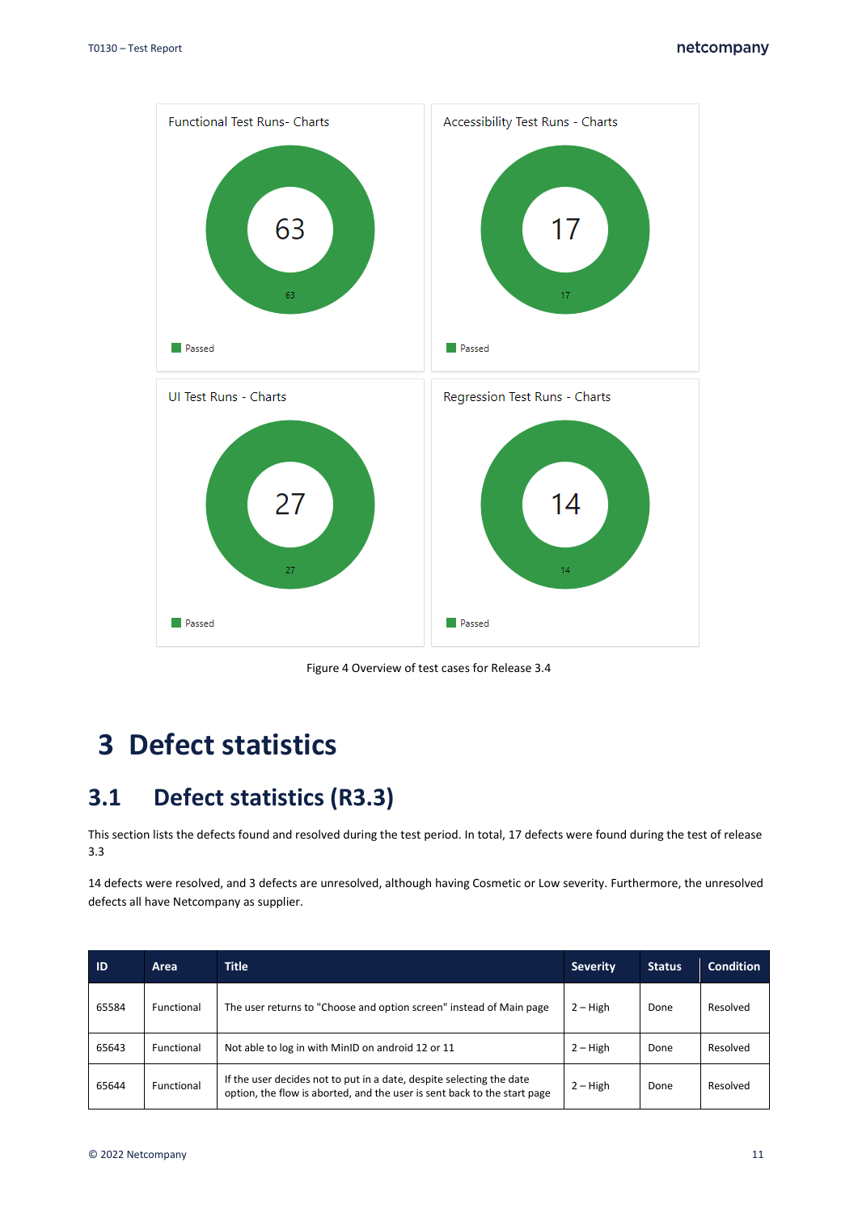Functional Test Runs- Charts

63

Passed

Accessibility Test Runs - Charts

17

Passed

UI Test Runs - Charts

27

Passed

Regression Test Runs - Charts

14

Passed

Figure 4 Overview of test cases for Release 3.4

# 3 Defect statistics

## 3.1 Defect statistics (R3.3)

This section lists the defects found and resolved during the test period. In total, 17 defects were found during the test of release 3.3

14 defects were resolved, and 3 defects are unresolved, although having Cosmetic or Low severity. Furthermore, the unresolved defects all have Netcompany as supplier.

| ID | Area | Title | Severity | Status | Condition |
|---|---|---|---|---|---|
| 65584 | Functional | The user returns to "Choose and option screen" instead of Main page | 2 – High | Done | Resolved |
| 65643 | Functional | Not able to log in with MinID on android 12 or 11 | 2 – High | Done | Resolved |
| 65644 | Functional | If the user decides not to put in a date, despite selecting the date option, the flow is aborted, and the user is sent back to the start page | 2 – High | Done | Resolved |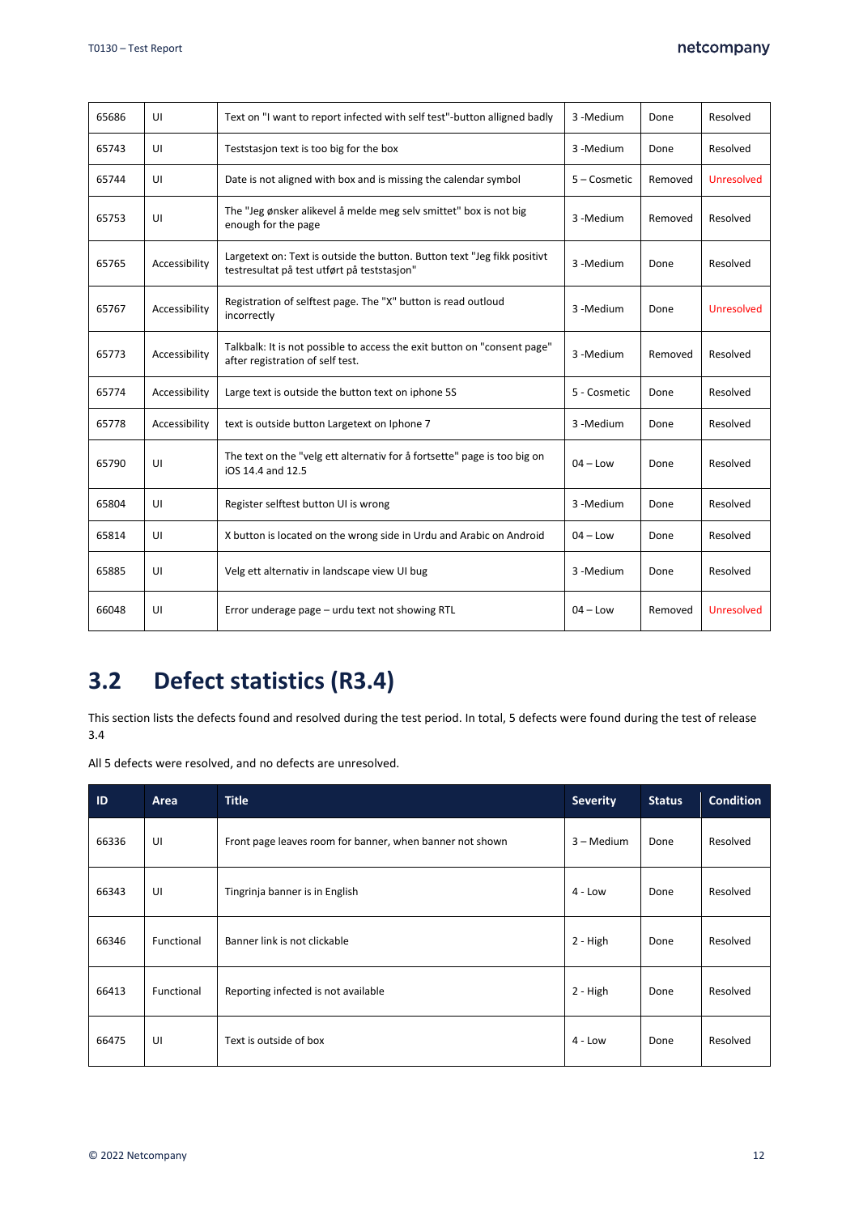| | | | | | |
|---|---|---|---|---|---|
| 65686 | UI | Text on "I want to report infected with self test"-button alligned badly | 3 -Medium | Done | Resolved |
| 65743 | UI | Teststasjon text is too big for the box | 3 -Medium | Done | Resolved |
| 65744 | UI | Date is not aligned with box and is missing the calendar symbol | 5 – Cosmetic | Removed | Unresolved |
| 65753 | UI | The "Jeg ønsker alikevel å melde meg selv smittet" box is not big enough for the page | 3 -Medium | Removed | Resolved |
| 65765 | Accessibility | Largetext on: Text is outside the button. Button text "Jeg fikk positivt testresultat på test utført på teststasjon" | 3 -Medium | Done | Resolved |
| 65767 | Accessibility | Registration of selftest page. The "X" button is read outloud incorrectly | 3 -Medium | Done | Unresolved |
| 65773 | Accessibility | Talkbalk: It is not possible to access the exit button on "consent page" after registration of self test. | 3 -Medium | Removed | Resolved |
| 65774 | Accessibility | Large text is outside the button text on iphone 5S | 5 - Cosmetic | Done | Resolved |
| 65778 | Accessibility | text is outside button Largetext on Iphone 7 | 3 -Medium | Done | Resolved |
| 65790 | UI | The text on the "velg ett alternativ for å fortsette" page is too big on iOS 14.4 and 12.5 | 04 – Low | Done | Resolved |
| 65804 | UI | Register selftest button UI is wrong | 3 -Medium | Done | Resolved |
| 65814 | UI | X button is located on the wrong side in Urdu and Arabic on Android | 04 – Low | Done | Resolved |
| 65885 | UI | Velg ett alternativ in landscape view UI bug | 3 -Medium | Done | Resolved |
| 66048 | UI | Error underage page – urdu text not showing RTL | 04 – Low | Removed | Unresolved |

## 3.2 Defect statistics (R3.4)

This section lists the defects found and resolved during the test period. In total, 5 defects were found during the test of release 3.4

All 5 defects were resolved, and no defects are unresolved.

| ID | Area | Title | Severity | Status | Condition |
|---|---|---|---|---|---|
| 66336 | UI | Front page leaves room for banner, when banner not shown | 3 – Medium | Done | Resolved |
| 66343 | UI | Tingrinja banner is in English | 4 - Low | Done | Resolved |
| 66346 | Functional | Banner link is not clickable | 2 - High | Done | Resolved |
| 66413 | Functional | Reporting infected is not available | 2 - High | Done | Resolved |
| 66475 | UI | Text is outside of box | 4 - Low | Done | Resolved |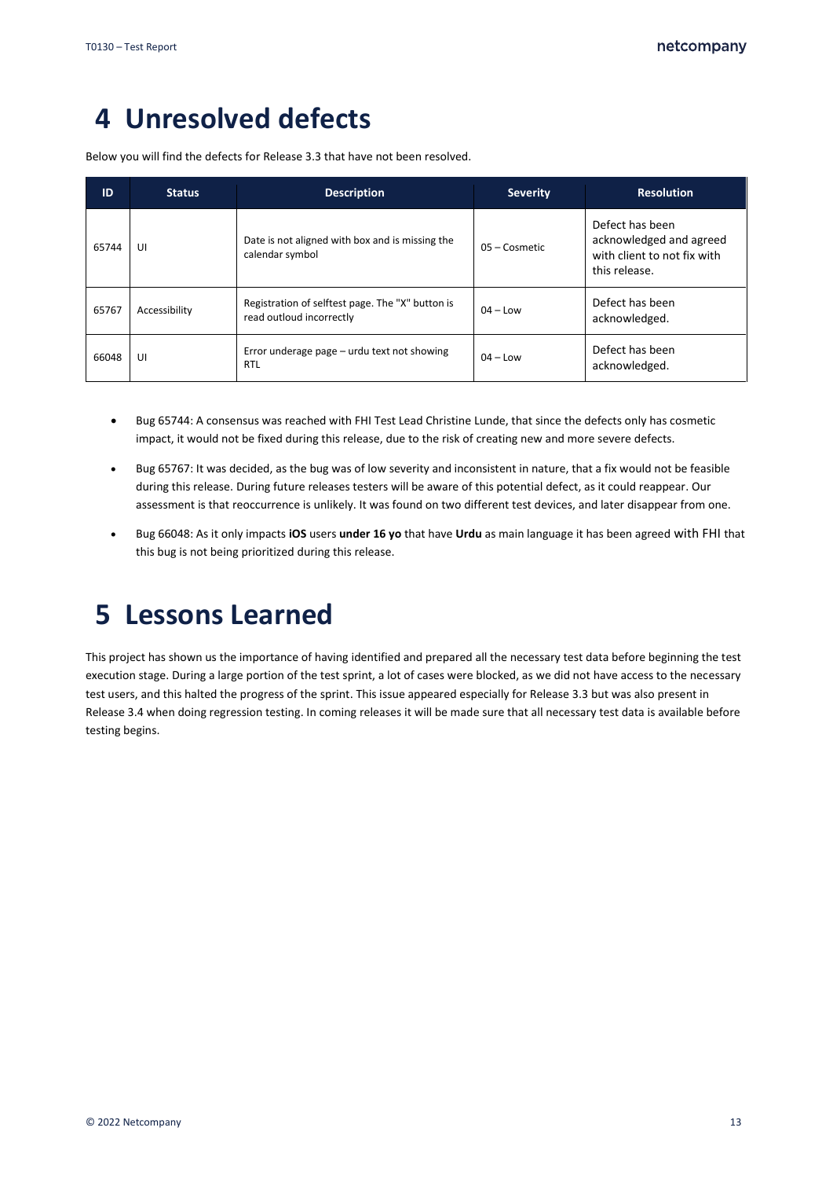# 4 Unresolved defects

Below you will find the defects for Release 3.3 that have not been resolved.

| ID | Status | Description | Severity | Resolution |
| --- | --- | --- | --- | --- |
| 65744 | UI | Date is not aligned with box and is missing the calendar symbol | 05 – Cosmetic | Defect has been acknowledged and agreed with client to not fix with this release. |
| 65767 | Accessibility | Registration of selftest page. The "X" button is read outloud incorrectly | 04 – Low | Defect has been acknowledged. |
| 66048 | UI | Error underage page – urdu text not showing RTL | 04 – Low | Defect has been acknowledged. |

- Bug 65744: A consensus was reached with FHI Test Lead Christine Lunde, that since the defects only has cosmetic impact, it would not be fixed during this release, due to the risk of creating new and more severe defects.
- Bug 65767: It was decided, as the bug was of low severity and inconsistent in nature, that a fix would not be feasible during this release. During future releases testers will be aware of this potential defect, as it could reappear. Our assessment is that reoccurrence is unlikely. It was found on two different test devices, and later disappear from one.
- Bug 66048: As it only impacts **iOS** users **under 16 yo** that have **Urdu** as main language it has been agreed with FHI that this bug is not being prioritized during this release.

# 5 Lessons Learned

This project has shown us the importance of having identified and prepared all the necessary test data before beginning the test execution stage. During a large portion of the test sprint, a lot of cases were blocked, as we did not have access to the necessary test users, and this halted the progress of the sprint. This issue appeared especially for Release 3.3 but was also present in Release 3.4 when doing regression testing. In coming releases it will be made sure that all necessary test data is available before testing begins.